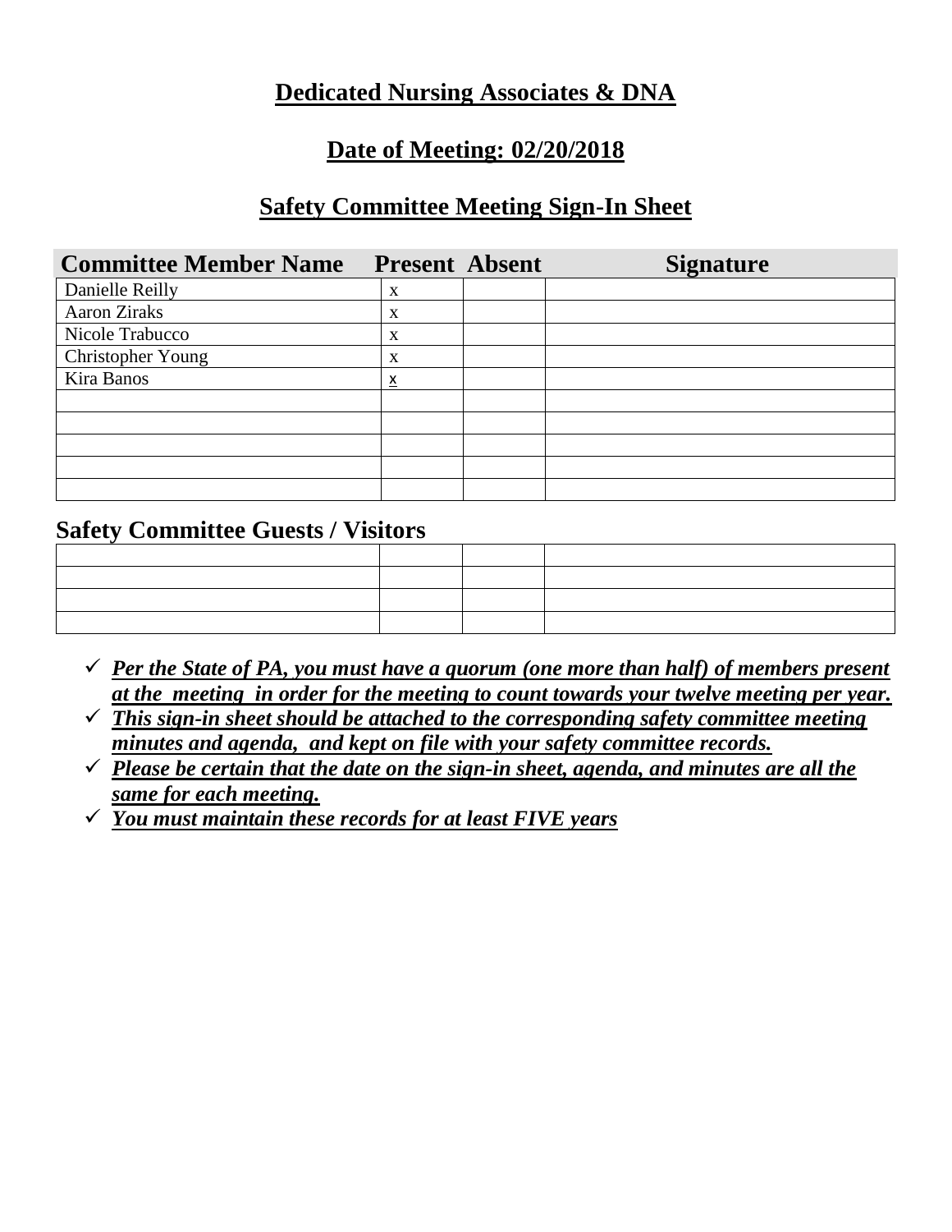# Dedicated Nursing Associates & DNA

## Date of Meeting: 02/20/2018

## Safety Committee Meeting Sign-In Sheet

| Committee Member Name | Present | Absent | Signature |
|---|---|---|---|
| Danielle Reilly | x | | |
| Aaron Ziraks | x | | |
| Nicole Trabucco | x | | |
| Christopher Young | x | | |
| Kira Banos | x | | |
| | | | |
| | | | |
| | | | |
| | | | |
| | | | |

### Safety Committee Guests / Visitors

| | | | |
|---|---|---|---|
| | | | |
| | | | |
| | | | |
| | | | |

- ✓ ***Per the State of PA, you must have a quorum (one more than half) of members present at the meeting in order for the meeting to count towards your twelve meeting per year.***
- ✓ ***This sign-in sheet should be attached to the corresponding safety committee meeting minutes and agenda, and kept on file with your safety committee records.***
- ✓ ***Please be certain that the date on the sign-in sheet, agenda, and minutes are all the same for each meeting.***
- ✓ ***You must maintain these records for at least FIVE years***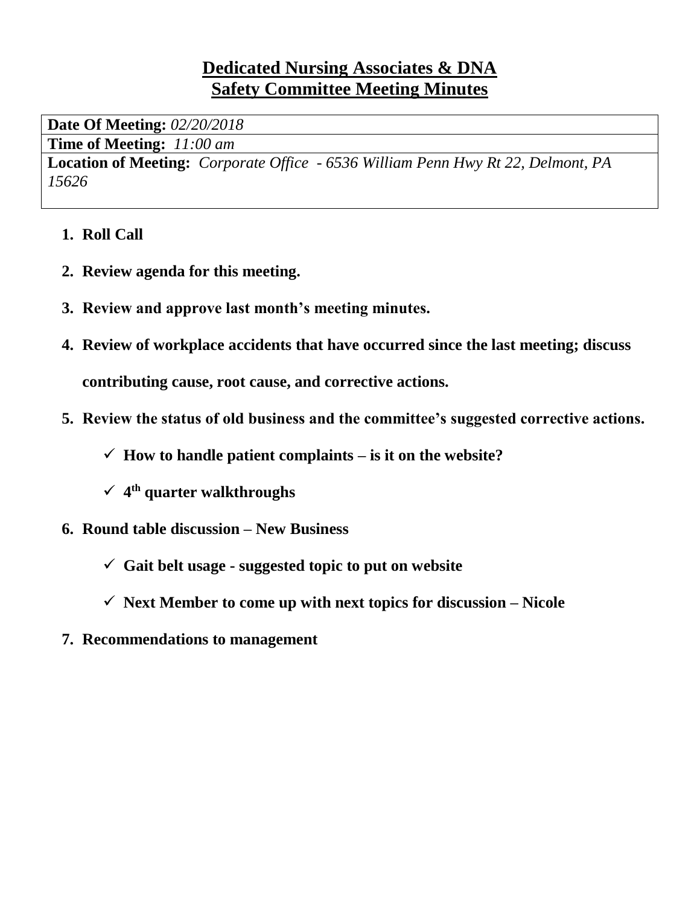# Dedicated Nursing Associates & DNA
## Safety Committee Meeting Minutes

| **Date Of Meeting:** *02/20/2018* |
|---|
| **Time of Meeting:** *11:00 am* |
| **Location of Meeting:** *Corporate Office - 6536 William Penn Hwy Rt 22, Delmont, PA 15626* |

1. **Roll Call**
2. **Review agenda for this meeting.**
3. **Review and approve last month's meeting minutes.**
4. **Review of workplace accidents that have occurred since the last meeting; discuss contributing cause, root cause, and corrective actions.**
5. **Review the status of old business and the committee's suggested corrective actions.**
   - ✓ **How to handle patient complaints – is it on the website?**
   - ✓ **4th quarter walkthroughs**
6. **Round table discussion – New Business**
   - ✓ **Gait belt usage - suggested topic to put on website**
   - ✓ **Next Member to come up with next topics for discussion – Nicole**
7. **Recommendations to management**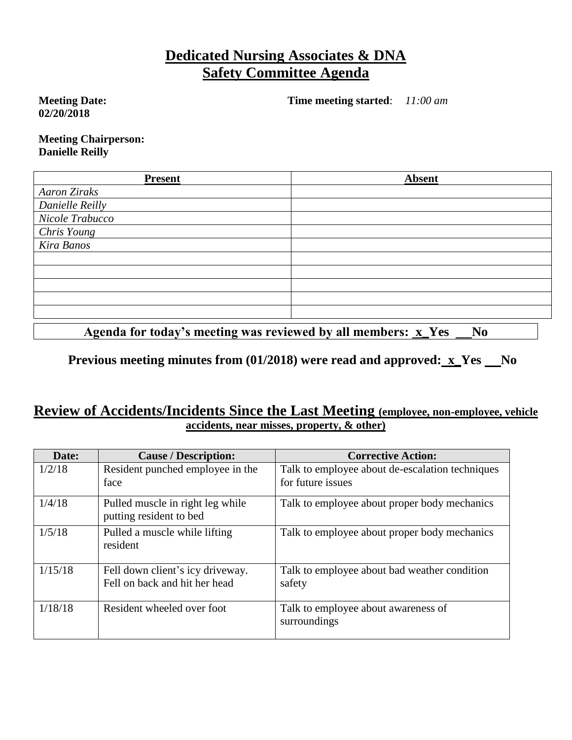# Dedicated Nursing Associates & DNA
# Safety Committee Agenda

**Meeting Date:** **02/20/2018** **Time meeting started**: *11:00 am*

**Meeting Chairperson:**
**Danielle Reilly**

| Present | Absent |
| --- | --- |
| *Aaron Ziraks* | |
| *Danielle Reilly* | |
| *Nicole Trabucco* | |
| *Chris Young* | |
| *Kira Banos* | |
| | |
| | |
| | |
| | |
| | |

**Agenda for today's meeting was reviewed by all members: x Yes __No**

**Previous meeting minutes from (01/2018) were read and approved: x Yes __No**

## Review of Accidents/Incidents Since the Last Meeting (employee, non-employee, vehicle accidents, near misses, property, & other)

| Date: | Cause / Description: | Corrective Action: |
| --- | --- | --- |
| 1/2/18 | Resident punched employee in the face | Talk to employee about de-escalation techniques for future issues |
| 1/4/18 | Pulled muscle in right leg while putting resident to bed | Talk to employee about proper body mechanics |
| 1/5/18 | Pulled a muscle while lifting resident | Talk to employee about proper body mechanics |
| 1/15/18 | Fell down client's icy driveway. Fell on back and hit her head | Talk to employee about bad weather condition safety |
| 1/18/18 | Resident wheeled over foot | Talk to employee about awareness of surroundings |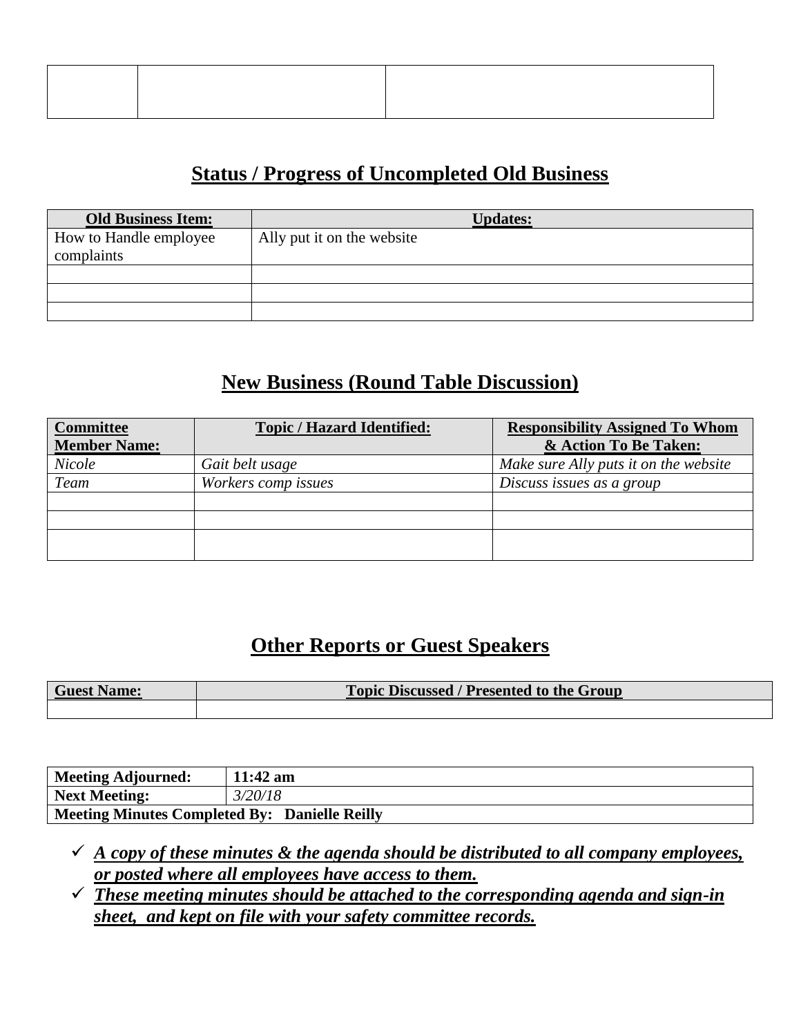| | | |
|---|---|---|
| | | |

## Status / Progress of Uncompleted Old Business

| Old Business Item: | Updates: |
|---|---|
| How to Handle employee complaints | Ally put it on the website |
| | |
| | |
| | |

## New Business (Round Table Discussion)

| Committee Member Name: | Topic / Hazard Identified: | Responsibility Assigned To Whom & Action To Be Taken: |
|---|---|---|
| *Nicole* | *Gait belt usage* | *Make sure Ally puts it on the website* |
| *Team* | *Workers comp issues* | *Discuss issues as a group* |
| | | |
| | | |
| | | |

## Other Reports or Guest Speakers

| Guest Name: | Topic Discussed / Presented to the Group |
|---|---|
| | |

| Meeting Adjourned: | 11:42 am |
|---|---|
| Next Meeting: | *3/20/18* |
| **Meeting Minutes Completed By: Danielle Reilly** | |

- ✓ ***A copy of these minutes & the agenda should be distributed to all company employees, or posted where all employees have access to them.***
- ✓ ***These meeting minutes should be attached to the corresponding agenda and sign-in sheet, and kept on file with your safety committee records.***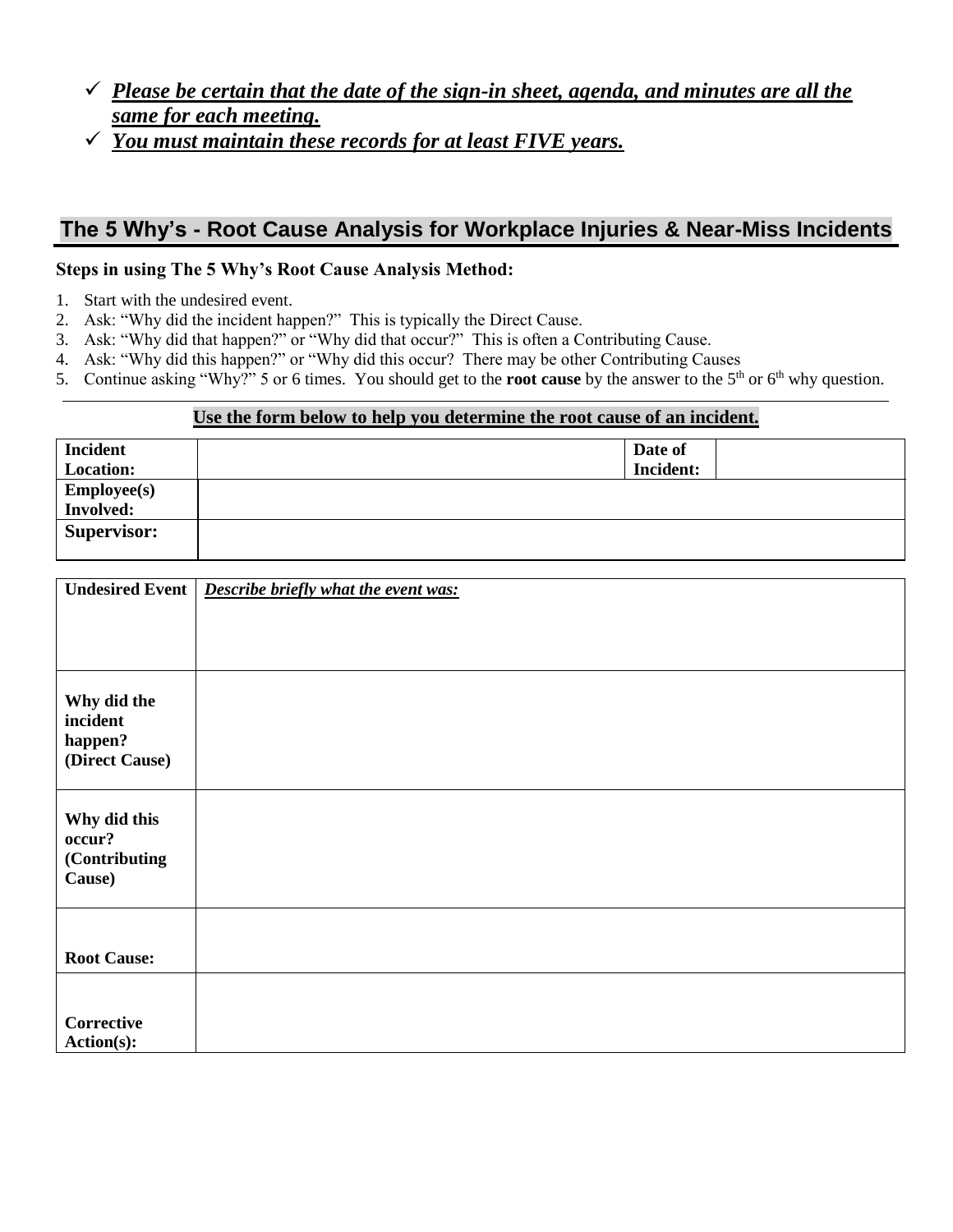- ✓ ***Please be certain that the date of the sign-in sheet, agenda, and minutes are all the same for each meeting.***
- ✓ ***You must maintain these records for at least FIVE years.***

## The 5 Why's - Root Cause Analysis for Workplace Injuries & Near-Miss Incidents

**Steps in using The 5 Why's Root Cause Analysis Method:**

1. Start with the undesired event.
2. Ask: "Why did the incident happen?" This is typically the Direct Cause.
3. Ask: "Why did that happen?" or "Why did that occur?" This is often a Contributing Cause.
4. Ask: "Why did this happen?" or "Why did this occur? There may be other Contributing Causes
5. Continue asking "Why?" 5 or 6 times. You should get to the **root cause** by the answer to the 5th or 6th why question.

**Use the form below to help you determine the root cause of an incident.**

| | | | |
|---|---|---|---|
| **Incident Location:** | | **Date of Incident:** | |
| **Employee(s) Involved:** | | | |
| **Supervisor:** | | | |

| | |
|---|---|
| **Undesired Event** | ***Describe briefly what the event was:*** |
| **Why did the incident happen? (Direct Cause)** | |
| **Why did this occur? (Contributing Cause)** | |
| **Root Cause:** | |
| **Corrective Action(s):** | |